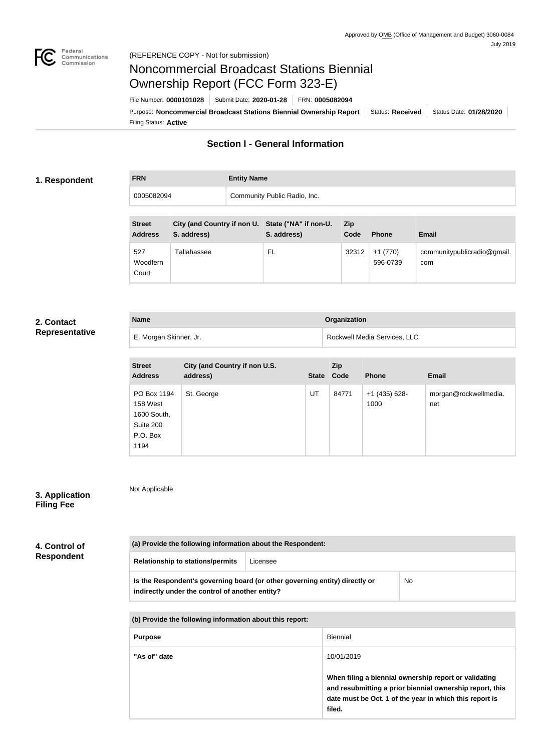Approved by OMB (Office of Management and Budget) 3060-0084
July 2019

(REFERENCE COPY - Not for submission)

# Noncommercial Broadcast Stations Biennial Ownership Report (FCC Form 323-E)

File Number: **0000101028** | Submit Date: **2020-01-28** | FRN: **0005082094**

Purpose: **Noncommercial Broadcast Stations Biennial Ownership Report** | Status: **Received** | Status Date: **01/28/2020**

Filing Status: **Active**

## Section I - General Information

### 1. Respondent

| FRN | Entity Name |
| --- | --- |
| 0005082094 | Community Public Radio, Inc. |

| Street Address | City (and Country if non U. S. address) | State ("NA" if non-U. S. address) | Zip Code | Phone | Email |
| --- | --- | --- | --- | --- | --- |
| 527 Woodfern Court | Tallahassee | FL | 32312 | +1 (770) 596-0739 | communitypublicradio@gmail.com |

### 2. Contact Representative

| Name | Organization |
| --- | --- |
| E. Morgan Skinner, Jr. | Rockwell Media Services, LLC |

| Street Address | City (and Country if non U.S. address) | State | Zip Code | Phone | Email |
| --- | --- | --- | --- | --- | --- |
| PO Box 1194 158 West 1600 South, Suite 200 P.O. Box 1194 | St. George | UT | 84771 | +1 (435) 628-1000 | morgan@rockwellmedia.net |

### 3. Application Filing Fee

Not Applicable

### 4. Control of Respondent

| (a) Provide the following information about the Respondent: | |
| --- | --- |
| Relationship to stations/permits | Licensee |
| **Is the Respondent's governing board (or other governing entity) directly or indirectly under the control of another entity?** | No |

| (b) Provide the following information about this report: | |
| --- | --- |
| Purpose | Biennial |
| "As of" date | 10/01/2019<br><br>**When filing a biennial ownership report or validating and resubmitting a prior biennial ownership report, this date must be Oct. 1 of the year in which this report is filed.** |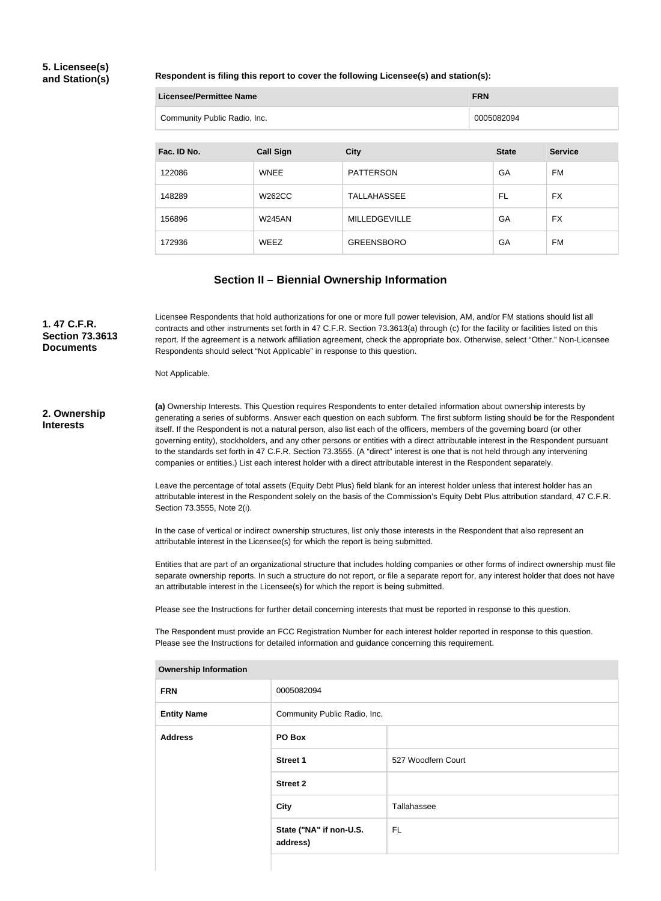**5. Licensee(s) and Station(s)**

**Respondent is filing this report to cover the following Licensee(s) and station(s):**

| Licensee/Permittee Name | FRN |
| --- | --- |
| Community Public Radio, Inc. | 0005082094 |

| Fac. ID No. | Call Sign | City | State | Service |
| --- | --- | --- | --- | --- |
| 122086 | WNEE | PATTERSON | GA | FM |
| 148289 | W262CC | TALLAHASSEE | FL | FX |
| 156896 | W245AN | MILLEDGEVILLE | GA | FX |
| 172936 | WEEZ | GREENSBORO | GA | FM |

## Section II – Biennial Ownership Information

**1. 47 C.F.R. Section 73.3613 Documents**

Licensee Respondents that hold authorizations for one or more full power television, AM, and/or FM stations should list all contracts and other instruments set forth in 47 C.F.R. Section 73.3613(a) through (c) for the facility or facilities listed on this report. If the agreement is a network affiliation agreement, check the appropriate box. Otherwise, select "Other." Non-Licensee Respondents should select "Not Applicable" in response to this question.

Not Applicable.

**2. Ownership Interests**

**(a)** Ownership Interests. This Question requires Respondents to enter detailed information about ownership interests by generating a series of subforms. Answer each question on each subform. The first subform listing should be for the Respondent itself. If the Respondent is not a natural person, also list each of the officers, members of the governing board (or other governing entity), stockholders, and any other persons or entities with a direct attributable interest in the Respondent pursuant to the standards set forth in 47 C.F.R. Section 73.3555. (A "direct" interest is one that is not held through any intervening companies or entities.) List each interest holder with a direct attributable interest in the Respondent separately.

Leave the percentage of total assets (Equity Debt Plus) field blank for an interest holder unless that interest holder has an attributable interest in the Respondent solely on the basis of the Commission's Equity Debt Plus attribution standard, 47 C.F.R. Section 73.3555, Note 2(i).

In the case of vertical or indirect ownership structures, list only those interests in the Respondent that also represent an attributable interest in the Licensee(s) for which the report is being submitted.

Entities that are part of an organizational structure that includes holding companies or other forms of indirect ownership must file separate ownership reports. In such a structure do not report, or file a separate report for, any interest holder that does not have an attributable interest in the Licensee(s) for which the report is being submitted.

Please see the Instructions for further detail concerning interests that must be reported in response to this question.

The Respondent must provide an FCC Registration Number for each interest holder reported in response to this question. Please see the Instructions for detailed information and guidance concerning this requirement.

| Ownership Information | | |
| --- | --- | --- |
| **FRN** | 0005082094 | |
| **Entity Name** | Community Public Radio, Inc. | |
| **Address** | **PO Box** | |
| | **Street 1** | 527 Woodfern Court |
| | **Street 2** | |
| | **City** | Tallahassee |
| | **State ("NA" if non-U.S. address)** | FL |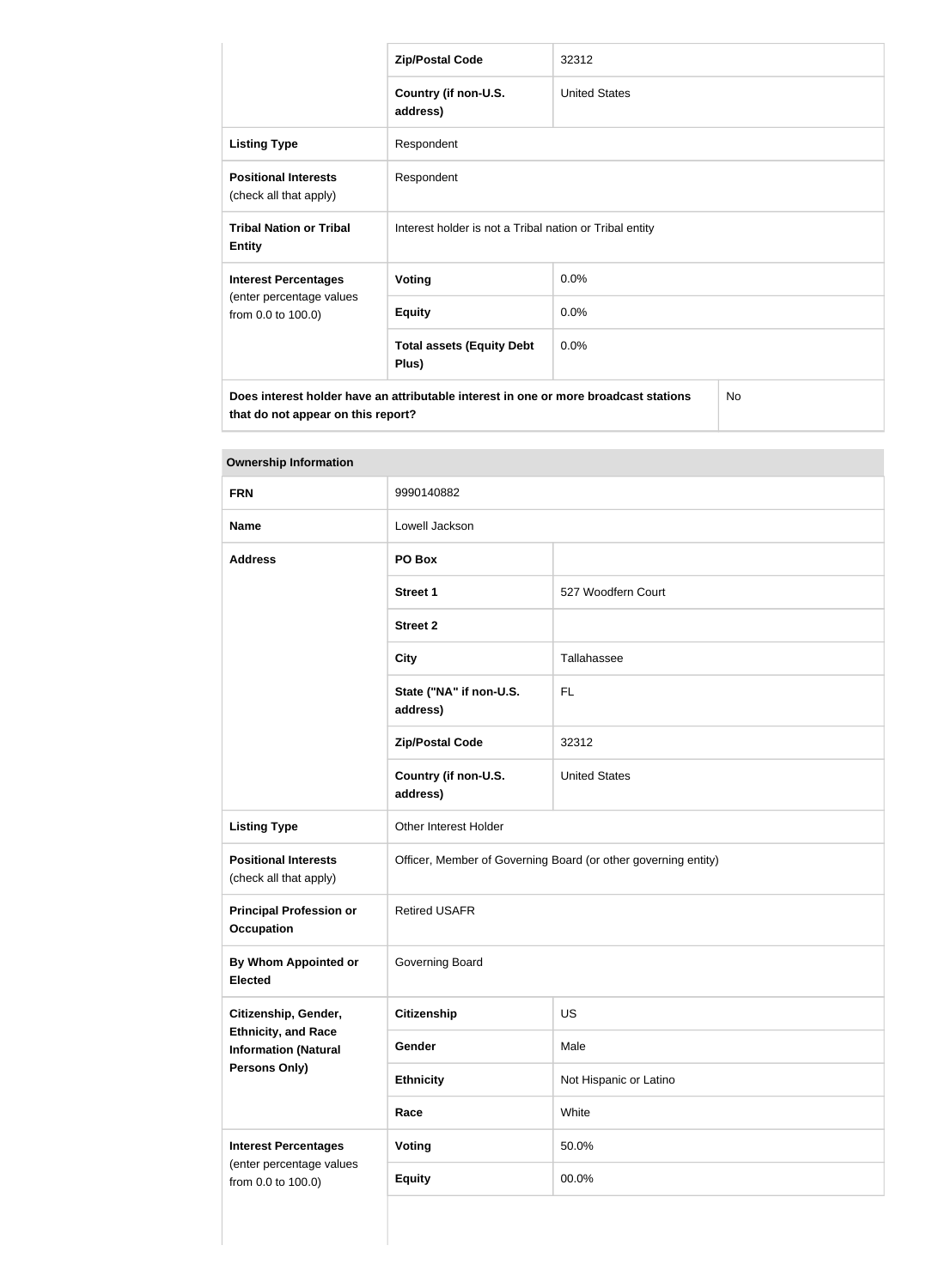| | | |
|---|---|---|
| | **Zip/Postal Code** | 32312 |
| | **Country (if non-U.S. address)** | United States |
| **Listing Type** | Respondent | |
| **Positional Interests** (check all that apply) | Respondent | |
| **Tribal Nation or Tribal Entity** | Interest holder is not a Tribal nation or Tribal entity | |
| **Interest Percentages** (enter percentage values from 0.0 to 100.0) | **Voting** | 0.0% |
| | **Equity** | 0.0% |
| | **Total assets (Equity Debt Plus)** | 0.0% |
| **Does interest holder have an attributable interest in one or more broadcast stations that do not appear on this report?** | | No |

| **Ownership Information** | | |
|---|---|---|
| **FRN** | 9990140882 | |
| **Name** | Lowell Jackson | |
| **Address** | **PO Box** | |
| | **Street 1** | 527 Woodfern Court |
| | **Street 2** | |
| | **City** | Tallahassee |
| | **State ("NA" if non-U.S. address)** | FL |
| | **Zip/Postal Code** | 32312 |
| | **Country (if non-U.S. address)** | United States |
| **Listing Type** | Other Interest Holder | |
| **Positional Interests** (check all that apply) | Officer, Member of Governing Board (or other governing entity) | |
| **Principal Profession or Occupation** | Retired USAFR | |
| **By Whom Appointed or Elected** | Governing Board | |
| **Citizenship, Gender, Ethnicity, and Race Information (Natural Persons Only)** | **Citizenship** | US |
| | **Gender** | Male |
| | **Ethnicity** | Not Hispanic or Latino |
| | **Race** | White |
| **Interest Percentages** (enter percentage values from 0.0 to 100.0) | **Voting** | 50.0% |
| | **Equity** | 00.0% |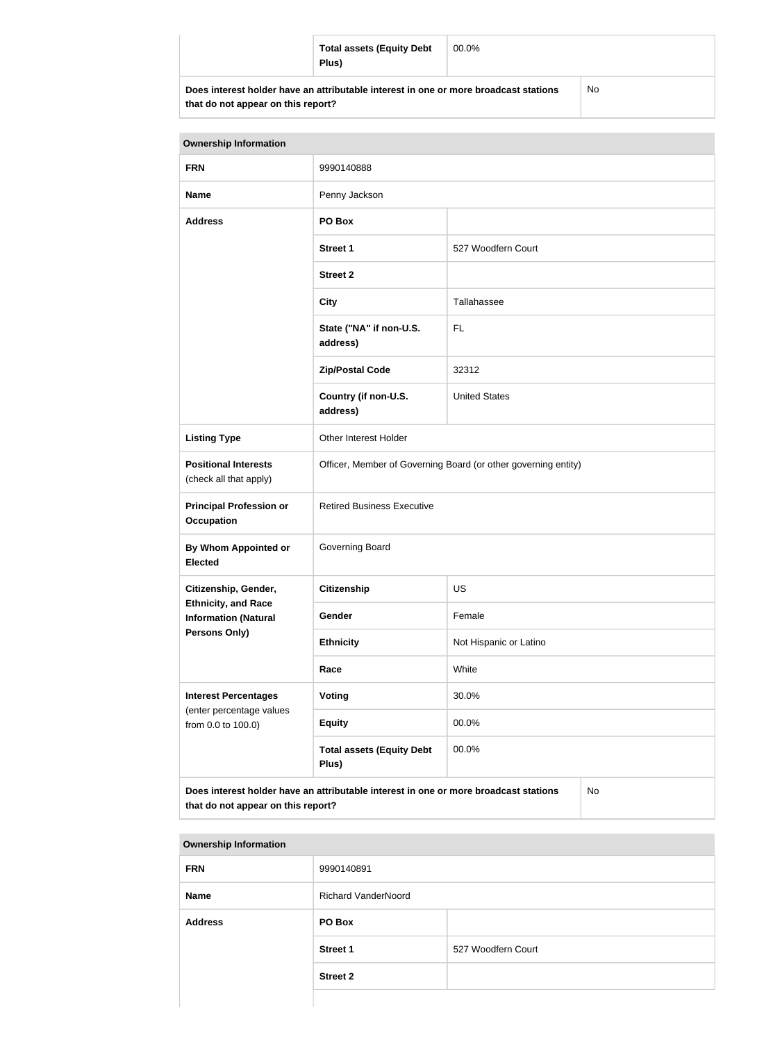| | | |
|---|---|---|
| | **Total assets (Equity Debt Plus)** | 00.0% |
| **Does interest holder have an attributable interest in one or more broadcast stations that do not appear on this report?** | | No |

| **Ownership Information** | | |
|---|---|---|
| **FRN** | 9990140888 | |
| **Name** | Penny Jackson | |
| **Address** | **PO Box** | |
| | **Street 1** | 527 Woodfern Court |
| | **Street 2** | |
| | **City** | Tallahassee |
| | **State ("NA" if non-U.S. address)** | FL |
| | **Zip/Postal Code** | 32312 |
| | **Country (if non-U.S. address)** | United States |
| **Listing Type** | Other Interest Holder | |
| **Positional Interests** (check all that apply) | Officer, Member of Governing Board (or other governing entity) | |
| **Principal Profession or Occupation** | Retired Business Executive | |
| **By Whom Appointed or Elected** | Governing Board | |
| **Citizenship, Gender, Ethnicity, and Race Information (Natural Persons Only)** | **Citizenship** | US |
| | **Gender** | Female |
| | **Ethnicity** | Not Hispanic or Latino |
| | **Race** | White |
| **Interest Percentages** (enter percentage values from 0.0 to 100.0) | **Voting** | 30.0% |
| | **Equity** | 00.0% |
| | **Total assets (Equity Debt Plus)** | 00.0% |
| **Does interest holder have an attributable interest in one or more broadcast stations that do not appear on this report?** | | No |

| **Ownership Information** | | |
|---|---|---|
| **FRN** | 9990140891 | |
| **Name** | Richard VanderNoord | |
| **Address** | **PO Box** | |
| | **Street 1** | 527 Woodfern Court |
| | **Street 2** | |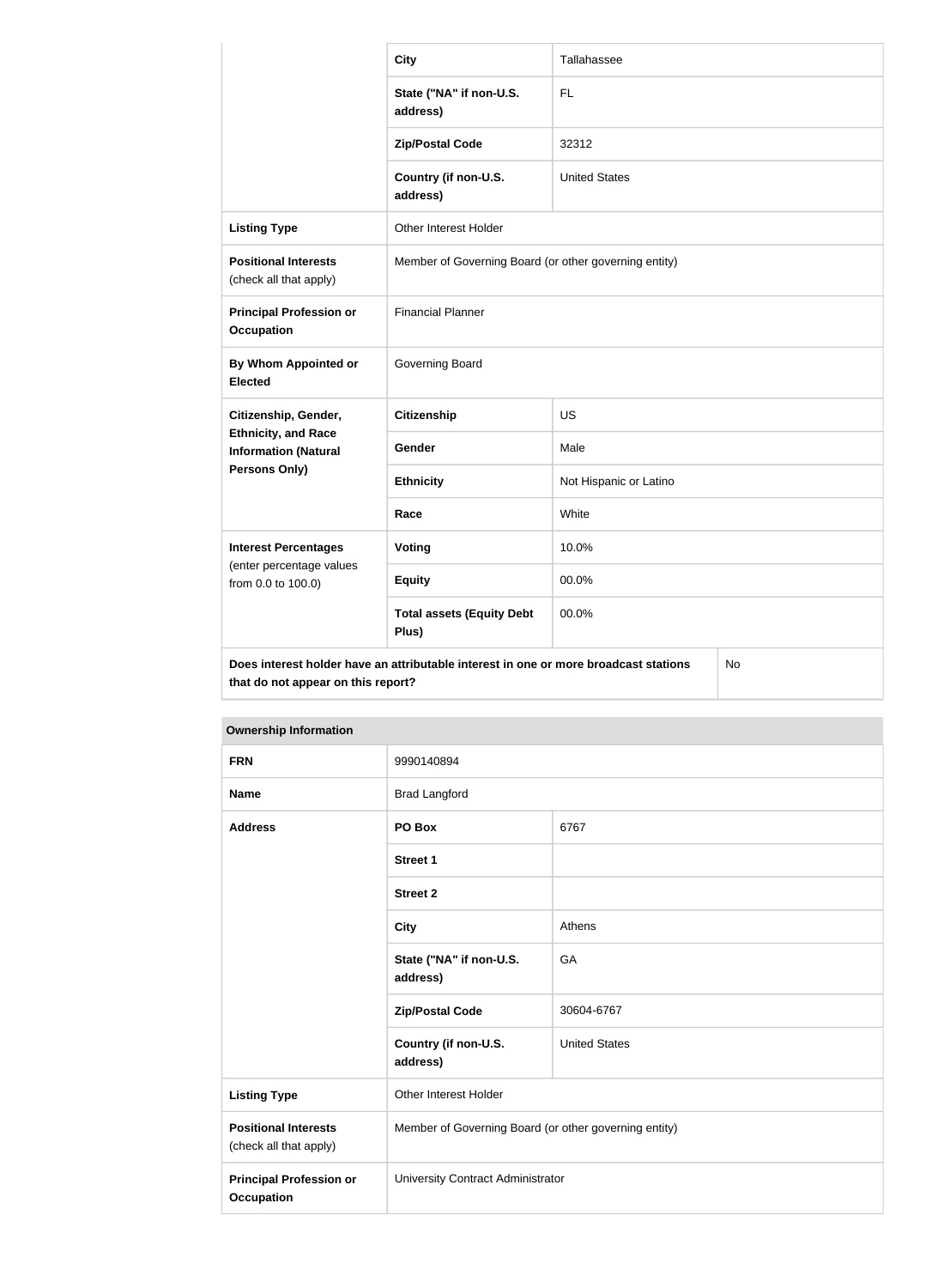| | | |
|---|---|---|
| | **City** | Tallahassee |
| | **State ("NA" if non-U.S. address)** | FL |
| | **Zip/Postal Code** | 32312 |
| | **Country (if non-U.S. address)** | United States |
| **Listing Type** | Other Interest Holder | |
| **Positional Interests** (check all that apply) | Member of Governing Board (or other governing entity) | |
| **Principal Profession or Occupation** | Financial Planner | |
| **By Whom Appointed or Elected** | Governing Board | |
| **Citizenship, Gender, Ethnicity, and Race Information (Natural Persons Only)** | **Citizenship** | US |
| | **Gender** | Male |
| | **Ethnicity** | Not Hispanic or Latino |
| | **Race** | White |
| **Interest Percentages** (enter percentage values from 0.0 to 100.0) | **Voting** | 10.0% |
| | **Equity** | 00.0% |
| | **Total assets (Equity Debt Plus)** | 00.0% |
| **Does interest holder have an attributable interest in one or more broadcast stations that do not appear on this report?** | | No |

**Ownership Information**

| | | |
|---|---|---|
| **FRN** | 9990140894 | |
| **Name** | Brad Langford | |
| **Address** | **PO Box** | 6767 |
| | **Street 1** | |
| | **Street 2** | |
| | **City** | Athens |
| | **State ("NA" if non-U.S. address)** | GA |
| | **Zip/Postal Code** | 30604-6767 |
| | **Country (if non-U.S. address)** | United States |
| **Listing Type** | Other Interest Holder | |
| **Positional Interests** (check all that apply) | Member of Governing Board (or other governing entity) | |
| **Principal Profession or Occupation** | University Contract Administrator | |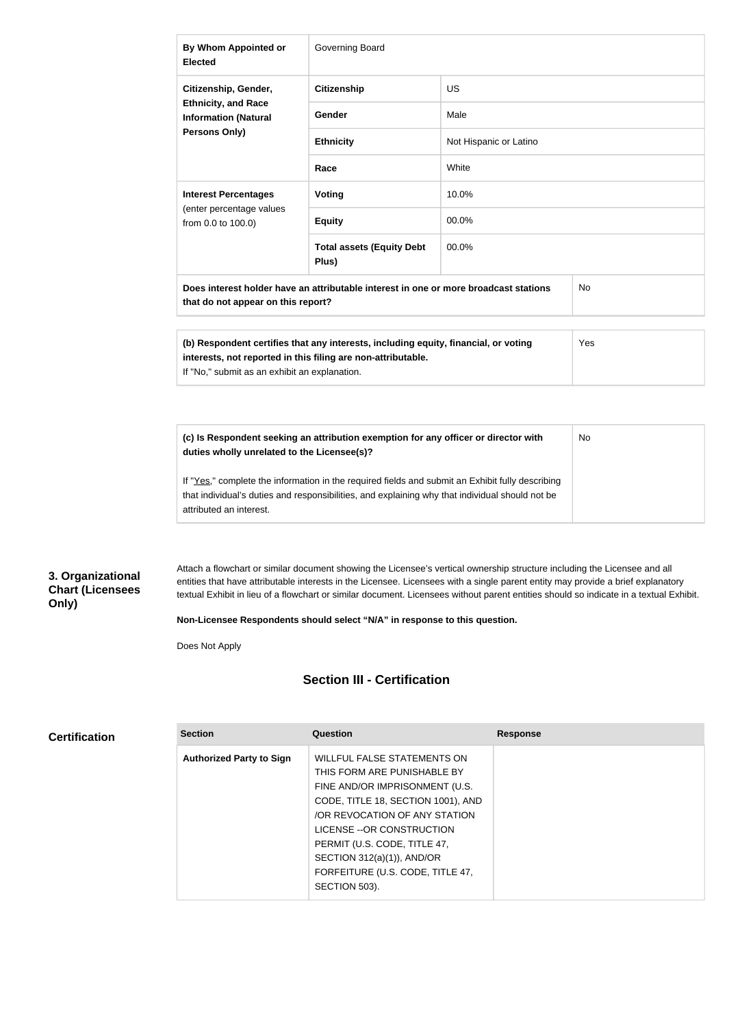| | | |
|---|---|---|
| **By Whom Appointed or Elected** | Governing Board | |
| **Citizenship, Gender, Ethnicity, and Race Information (Natural Persons Only)** | **Citizenship** | US |
| | **Gender** | Male |
| | **Ethnicity** | Not Hispanic or Latino |
| | **Race** | White |
| **Interest Percentages** (enter percentage values from 0.0 to 100.0) | **Voting** | 10.0% |
| | **Equity** | 00.0% |
| | **Total assets (Equity Debt Plus)** | 00.0% |
| **Does interest holder have an attributable interest in one or more broadcast stations that do not appear on this report?** | | No |

| | |
|---|---|
| **(b) Respondent certifies that any interests, including equity, financial, or voting interests, not reported in this filing are non-attributable.** If "No," submit as an exhibit an explanation. | Yes |

| | |
|---|---|
| **(c) Is Respondent seeking an attribution exemption for any officer or director with duties wholly unrelated to the Licensee(s)?** If "Yes," complete the information in the required fields and submit an Exhibit fully describing that individual's duties and responsibilities, and explaining why that individual should not be attributed an interest. | No |

### 3. Organizational Chart (Licensees Only)

Attach a flowchart or similar document showing the Licensee's vertical ownership structure including the Licensee and all entities that have attributable interests in the Licensee. Licensees with a single parent entity may provide a brief explanatory textual Exhibit in lieu of a flowchart or similar document. Licensees without parent entities should so indicate in a textual Exhibit.

**Non-Licensee Respondents should select "N/A" in response to this question.**

Does Not Apply

## Section III - Certification

### Certification

| Section | Question | Response |
|---|---|---|
| **Authorized Party to Sign** | WILLFUL FALSE STATEMENTS ON THIS FORM ARE PUNISHABLE BY FINE AND/OR IMPRISONMENT (U.S. CODE, TITLE 18, SECTION 1001), AND /OR REVOCATION OF ANY STATION LICENSE --OR CONSTRUCTION PERMIT (U.S. CODE, TITLE 47, SECTION 312(a)(1)), AND/OR FORFEITURE (U.S. CODE, TITLE 47, SECTION 503). | |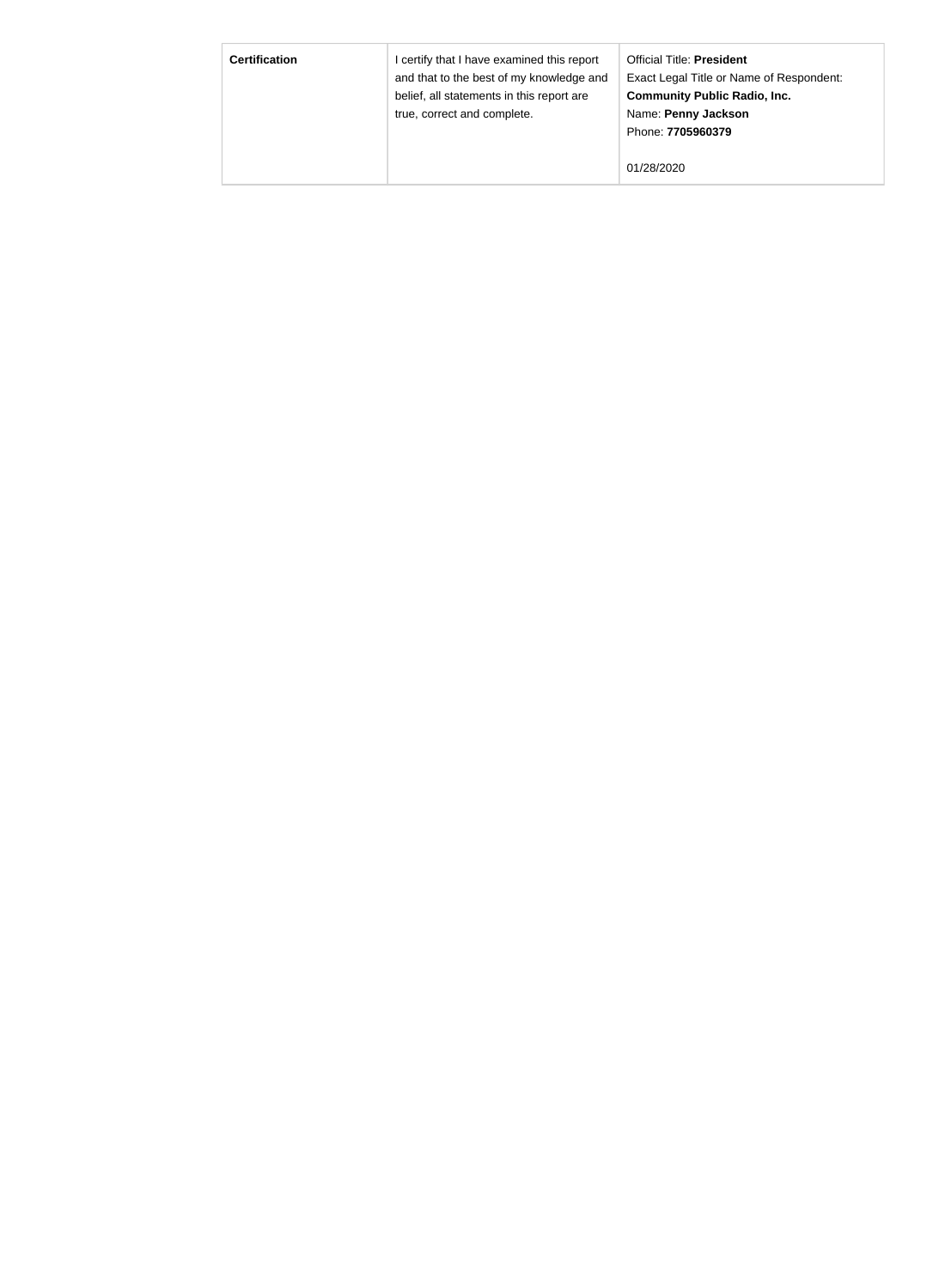| | | |
|---|---|---|
| **Certification** | I certify that I have examined this report and that to the best of my knowledge and belief, all statements in this report are true, correct and complete. | Official Title: **President**<br>Exact Legal Title or Name of Respondent: **Community Public Radio, Inc.**<br>Name: **Penny Jackson**<br>Phone: **7705960379**<br><br>01/28/2020 |